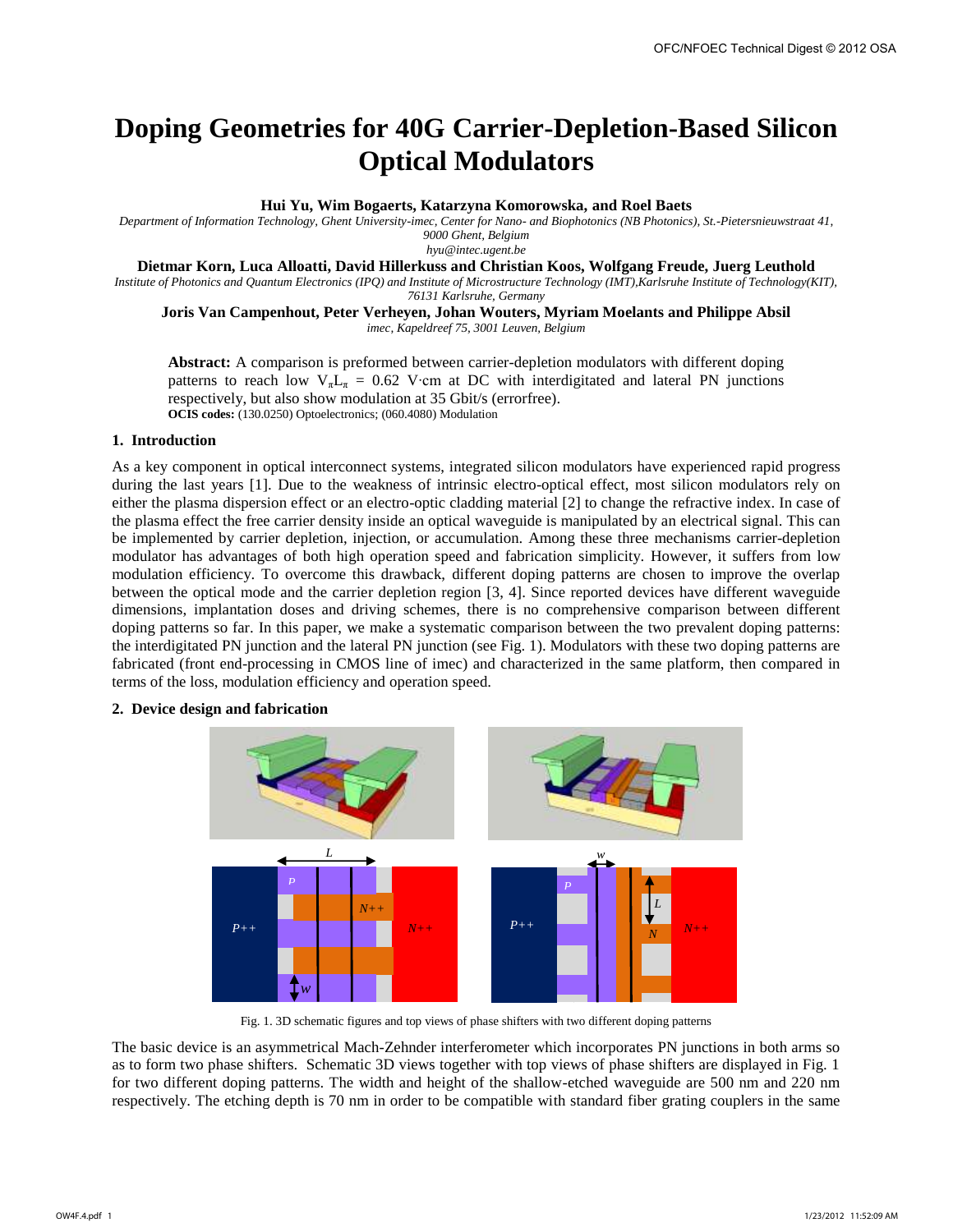# Doping Geometries for 40G Carrier-Depletion-Based Silicon Optical Modulators

**Hui Yu, Wim Bogaerts, Katarzyna Komorowska, and Roel Baets**

*Department of Information Technology, Ghent University-imec, Center for Nano- and Biophotonics (NB Photonics), St.-Pietersnieuwstraat 41, 9000 Ghent, Belgium*
*hyu@intec.ugent.be*

**Dietmar Korn, Luca Alloatti, David Hillerkuss and Christian Koos, Wolfgang Freude, Juerg Leuthold**

*Institute of Photonics and Quantum Electronics (IPQ) and Institute of Microstructure Technology (IMT),Karlsruhe Institute of Technology(KIT), 76131 Karlsruhe, Germany*

**Joris Van Campenhout, Peter Verheyen, Johan Wouters, Myriam Moelants and Philippe Absil**

*imec, Kapeldreef 75, 3001 Leuven, Belgium*

**Abstract:** A comparison is preformed between carrier-depletion modulators with different doping patterns to reach low $V_{\pi}L_{\pi}$ = 0.62 V·cm at DC with interdigitated and lateral PN junctions respectively, but also show modulation at 35 Gbit/s (errorfree).
**OCIS codes:** (130.0250) Optoelectronics; (060.4080) Modulation

## 1. Introduction

As a key component in optical interconnect systems, integrated silicon modulators have experienced rapid progress during the last years [1]. Due to the weakness of intrinsic electro-optical effect, most silicon modulators rely on either the plasma dispersion effect or an electro-optic cladding material [2] to change the refractive index. In case of the plasma effect the free carrier density inside an optical waveguide is manipulated by an electrical signal. This can be implemented by carrier depletion, injection, or accumulation. Among these three mechanisms carrier-depletion modulator has advantages of both high operation speed and fabrication simplicity. However, it suffers from low modulation efficiency. To overcome this drawback, different doping patterns are chosen to improve the overlap between the optical mode and the carrier depletion region [3, 4]. Since reported devices have different waveguide dimensions, implantation doses and driving schemes, there is no comprehensive comparison between different doping patterns so far. In this paper, we make a systematic comparison between the two prevalent doping patterns: the interdigitated PN junction and the lateral PN junction (see Fig. 1). Modulators with these two doping patterns are fabricated (front end-processing in CMOS line of imec) and characterized in the same platform, then compared in terms of the loss, modulation efficiency and operation speed.

## 2. Device design and fabrication

Fig. 1. 3D schematic figures and top views of phase shifters with two different doping patterns

The basic device is an asymmetrical Mach-Zehnder interferometer which incorporates PN junctions in both arms so as to form two phase shifters. Schematic 3D views together with top views of phase shifters are displayed in Fig. 1 for two different doping patterns. The width and height of the shallow-etched waveguide are 500 nm and 220 nm respectively. The etching depth is 70 nm in order to be compatible with standard fiber grating couplers in the same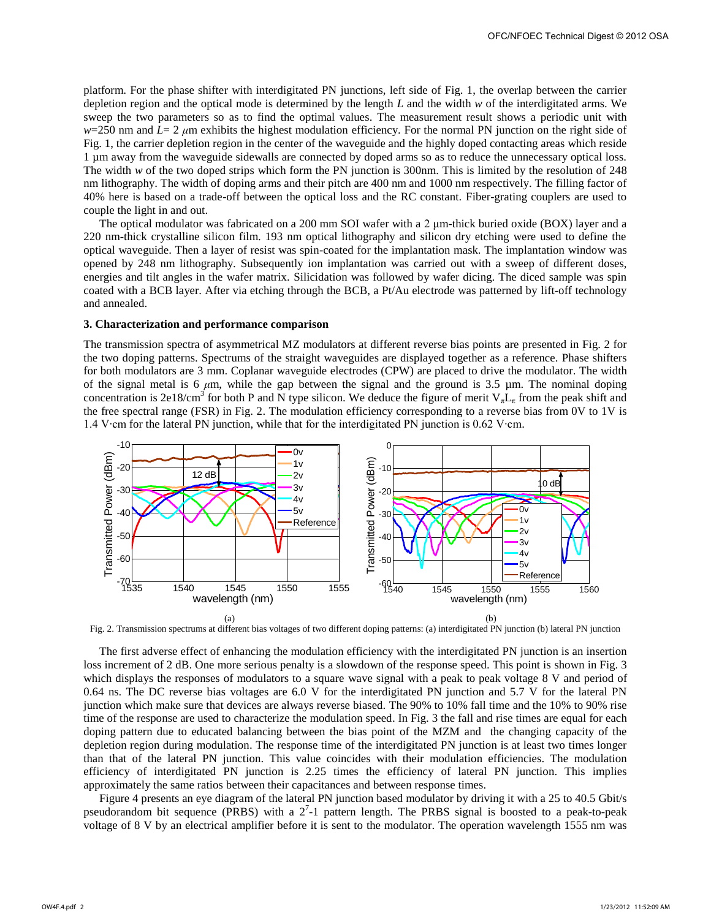platform. For the phase shifter with interdigitated PN junctions, left side of Fig. 1, the overlap between the carrier depletion region and the optical mode is determined by the length *L* and the width *w* of the interdigitated arms. We sweep the two parameters so as to find the optimal values. The measurement result shows a periodic unit with *w*=250 nm and *L*= 2 μm exhibits the highest modulation efficiency. For the normal PN junction on the right side of Fig. 1, the carrier depletion region in the center of the waveguide and the highly doped contacting areas which reside 1 µm away from the waveguide sidewalls are connected by doped arms so as to reduce the unnecessary optical loss. The width *w* of the two doped strips which form the PN junction is 300nm. This is limited by the resolution of 248 nm lithography. The width of doping arms and their pitch are 400 nm and 1000 nm respectively. The filling factor of 40% here is based on a trade-off between the optical loss and the RC constant. Fiber-grating couplers are used to couple the light in and out.

The optical modulator was fabricated on a 200 mm SOI wafer with a 2 µm-thick buried oxide (BOX) layer and a 220 nm-thick crystalline silicon film. 193 nm optical lithography and silicon dry etching were used to define the optical waveguide. Then a layer of resist was spin-coated for the implantation mask. The implantation window was opened by 248 nm lithography. Subsequently ion implantation was carried out with a sweep of different doses, energies and tilt angles in the wafer matrix. Silicidation was followed by wafer dicing. The diced sample was spin coated with a BCB layer. After via etching through the BCB, a Pt/Au electrode was patterned by lift-off technology and annealed.

### 3. Characterization and performance comparison

The transmission spectra of asymmetrical MZ modulators at different reverse bias points are presented in Fig. 2 for the two doping patterns. Spectrums of the straight waveguides are displayed together as a reference. Phase shifters for both modulators are 3 mm. Coplanar waveguide electrodes (CPW) are placed to drive the modulator. The width of the signal metal is 6 μm, while the gap between the signal and the ground is 3.5 µm. The nominal doping concentration is 2e18/cm$^3$ for both P and N type silicon. We deduce the figure of merit $V_\pi L_\pi$ from the peak shift and the free spectral range (FSR) in Fig. 2. The modulation efficiency corresponding to a reverse bias from 0V to 1V is 1.4 V·cm for the lateral PN junction, while that for the interdigitated PN junction is 0.62 V·cm.

(a) (b)

Fig. 2. Transmission spectrums at different bias voltages of two different doping patterns: (a) interdigitated PN junction (b) lateral PN junction

The first adverse effect of enhancing the modulation efficiency with the interdigitated PN junction is an insertion loss increment of 2 dB. One more serious penalty is a slowdown of the response speed. This point is shown in Fig. 3 which displays the responses of modulators to a square wave signal with a peak to peak voltage 8 V and period of 0.64 ns. The DC reverse bias voltages are 6.0 V for the interdigitated PN junction and 5.7 V for the lateral PN junction which make sure that devices are always reverse biased. The 90% to 10% fall time and the 10% to 90% rise time of the response are used to characterize the modulation speed. In Fig. 3 the fall and rise times are equal for each doping pattern due to educated balancing between the bias point of the MZM and the changing capacity of the depletion region during modulation. The response time of the interdigitated PN junction is at least two times longer than that of the lateral PN junction. This value coincides with their modulation efficiencies. The modulation efficiency of interdigitated PN junction is 2.25 times the efficiency of lateral PN junction. This implies approximately the same ratios between their capacitances and between response times.

Figure 4 presents an eye diagram of the lateral PN junction based modulator by driving it with a 25 to 40.5 Gbit/s pseudorandom bit sequence (PRBS) with a $2^7$-1 pattern length. The PRBS signal is boosted to a peak-to-peak voltage of 8 V by an electrical amplifier before it is sent to the modulator. The operation wavelength 1555 nm was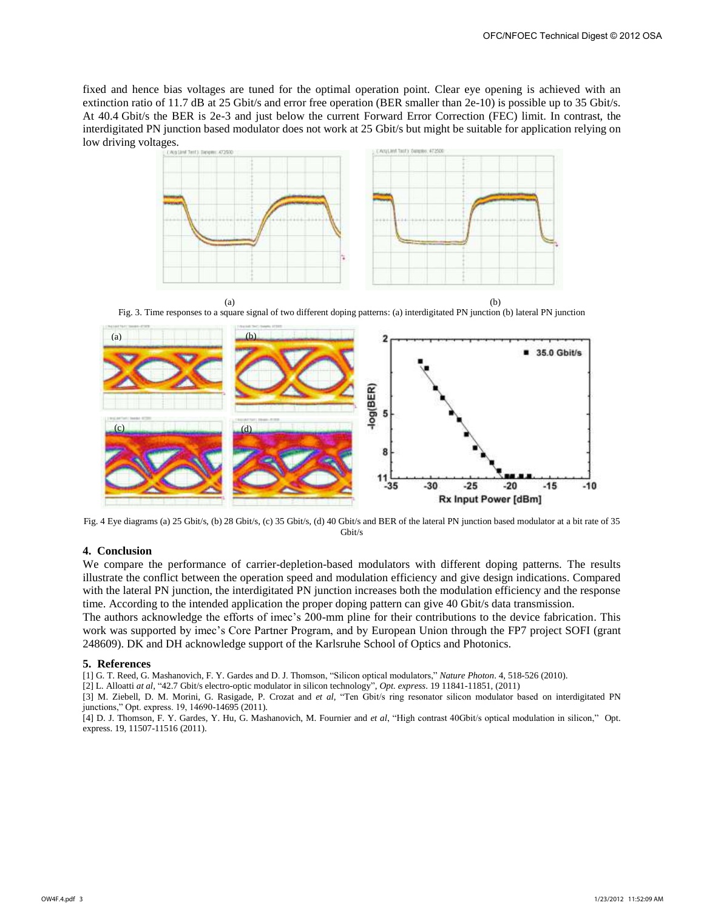fixed and hence bias voltages are tuned for the optimal operation point. Clear eye opening is achieved with an extinction ratio of 11.7 dB at 25 Gbit/s and error free operation (BER smaller than 2e-10) is possible up to 35 Gbit/s. At 40.4 Gbit/s the BER is 2e-3 and just below the current Forward Error Correction (FEC) limit. In contrast, the interdigitated PN junction based modulator does not work at 25 Gbit/s but might be suitable for application relying on low driving voltages.

(a) (b)

Fig. 3. Time responses to a square signal of two different doping patterns: (a) interdigitated PN junction (b) lateral PN junction

(a) (b) (c) (d)

35.0 Gbit/s

-log(BER)

2
5
8
11

-35 -30 -25 -20 -15 -10

Rx Input Power [dBm]

Fig. 4 Eye diagrams (a) 25 Gbit/s, (b) 28 Gbit/s, (c) 35 Gbit/s, (d) 40 Gbit/s and BER of the lateral PN junction based modulator at a bit rate of 35 Gbit/s

## 4. Conclusion

We compare the performance of carrier-depletion-based modulators with different doping patterns. The results illustrate the conflict between the operation speed and modulation efficiency and give design indications. Compared with the lateral PN junction, the interdigitated PN junction increases both the modulation efficiency and the response time. According to the intended application the proper doping pattern can give 40 Gbit/s data transmission.

The authors acknowledge the efforts of imec's 200-mm pline for their contributions to the device fabrication. This work was supported by imec's Core Partner Program, and by European Union through the FP7 project SOFI (grant 248609). DK and DH acknowledge support of the Karlsruhe School of Optics and Photonics.

## 5. References

[1] G. T. Reed, G. Mashanovich, F. Y. Gardes and D. J. Thomson, "Silicon optical modulators," *Nature Photon*. 4, 518-526 (2010).

[2] L. Alloatti *at al*, "42.7 Gbit/s electro-optic modulator in silicon technology", *Opt. express*. 19 11841-11851, (2011)

[3] M. Ziebell, D. M. Morini, G. Rasigade, P. Crozat and *et al*, "Ten Gbit/s ring resonator silicon modulator based on interdigitated PN junctions," Opt. express. 19, 14690-14695 (2011).

[4] D. J. Thomson, F. Y. Gardes, Y. Hu, G. Mashanovich, M. Fournier and *et al*, "High contrast 40Gbit/s optical modulation in silicon," Opt. express. 19, 11507-11516 (2011).